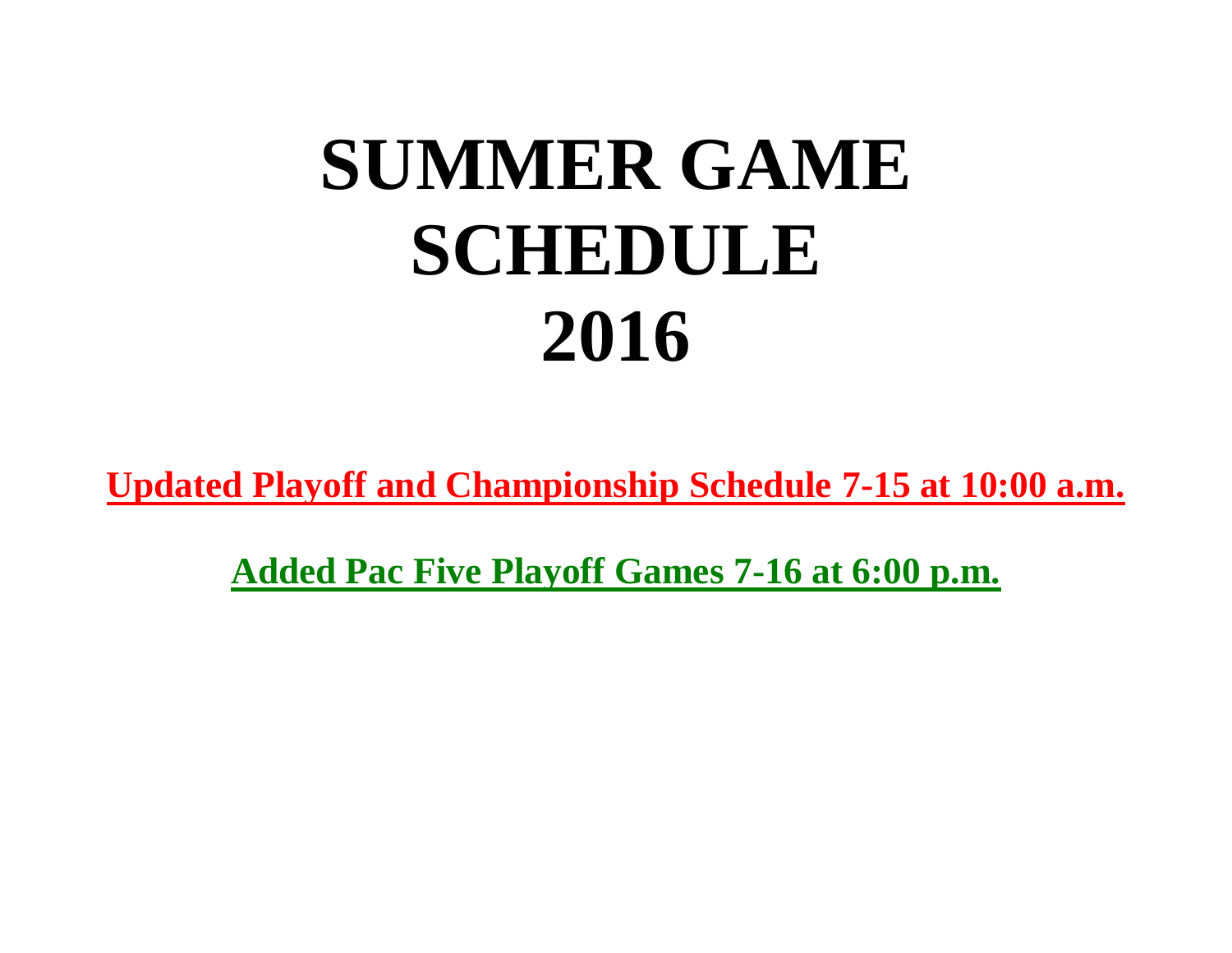# SUMMER GAME SCHEDULE 2016

**Updated Playoff and Championship Schedule 7-15 at 10:00 a.m.**

**Added Pac Five Playoff Games 7-16 at 6:00 p.m.**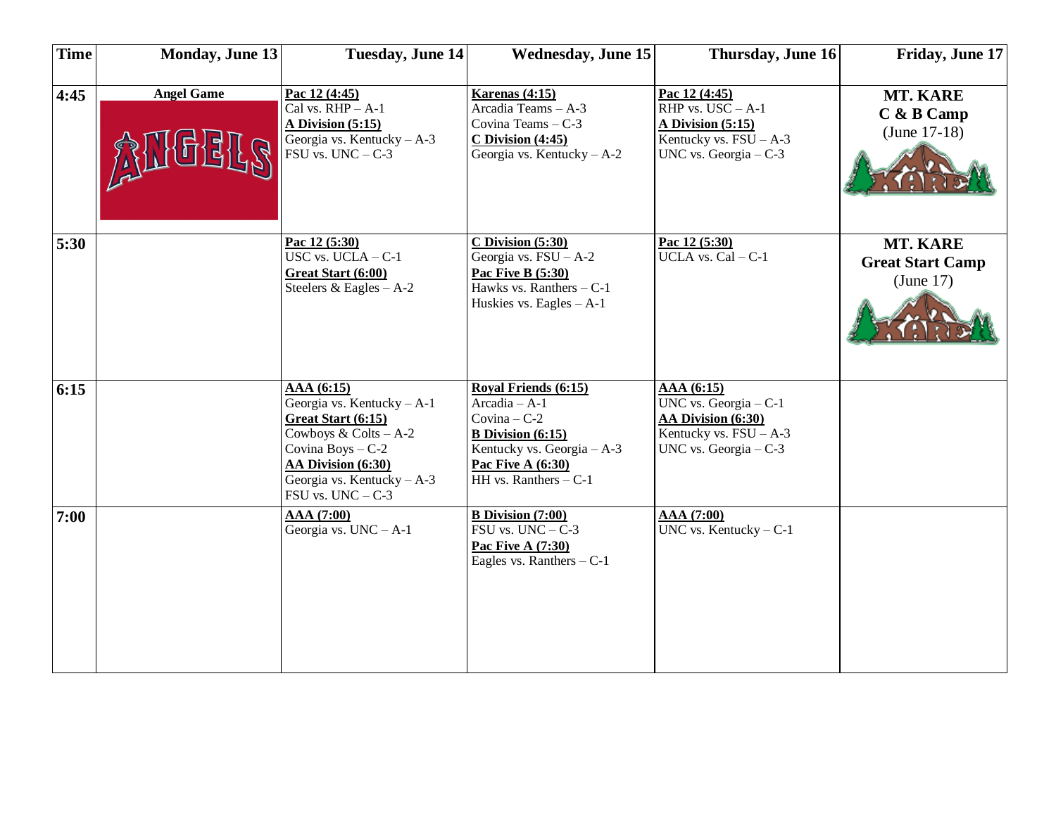| Time | Monday, June 13 | Tuesday, June 14 | Wednesday, June 15 | Thursday, June 16 | Friday, June 17 |
|---|---|---|---|---|---|
| **4:45** | **Angel Game** | **Pac 12 (4:45)**<br>Cal vs. RHP – A-1<br>**A Division (5:15)**<br>Georgia vs. Kentucky – A-3<br>FSU vs. UNC – C-3 | **Karenas (4:15)**<br>Arcadia Teams – A-3<br>Covina Teams – C-3<br>**C Division (4:45)**<br>Georgia vs. Kentucky – A-2 | **Pac 12 (4:45)**<br>RHP vs. USC – A-1<br>**A Division (5:15)**<br>Kentucky vs. FSU – A-3<br>UNC vs. Georgia – C-3 | **MT. KARE**<br>**C & B Camp**<br>(June 17-18) |
| **5:30** | | **Pac 12 (5:30)**<br>USC vs. UCLA – C-1<br>**Great Start (6:00)**<br>Steelers & Eagles – A-2 | **C Division (5:30)**<br>Georgia vs. FSU – A-2<br>**Pac Five B (5:30)**<br>Hawks vs. Ranthers – C-1<br>Huskies vs. Eagles – A-1 | **Pac 12 (5:30)**<br>UCLA vs. Cal – C-1 | **MT. KARE**<br>**Great Start Camp**<br>(June 17) |
| **6:15** | | **AAA (6:15)**<br>Georgia vs. Kentucky – A-1<br>**Great Start (6:15)**<br>Cowboys & Colts – A-2<br>Covina Boys – C-2<br>**AA Division (6:30)**<br>Georgia vs. Kentucky – A-3<br>FSU vs. UNC – C-3 | **Royal Friends (6:15)**<br>Arcadia – A-1<br>Covina – C-2<br>**B Division (6:15)**<br>Kentucky vs. Georgia – A-3<br>**Pac Five A (6:30)**<br>HH vs. Ranthers – C-1 | **AAA (6:15)**<br>UNC vs. Georgia – C-1<br>**AA Division (6:30)**<br>Kentucky vs. FSU – A-3<br>UNC vs. Georgia – C-3 | |
| **7:00** | | **AAA (7:00)**<br>Georgia vs. UNC – A-1 | **B Division (7:00)**<br>FSU vs. UNC – C-3<br>**Pac Five A (7:30)**<br>Eagles vs. Ranthers – C-1 | **AAA (7:00)**<br>UNC vs. Kentucky – C-1 | |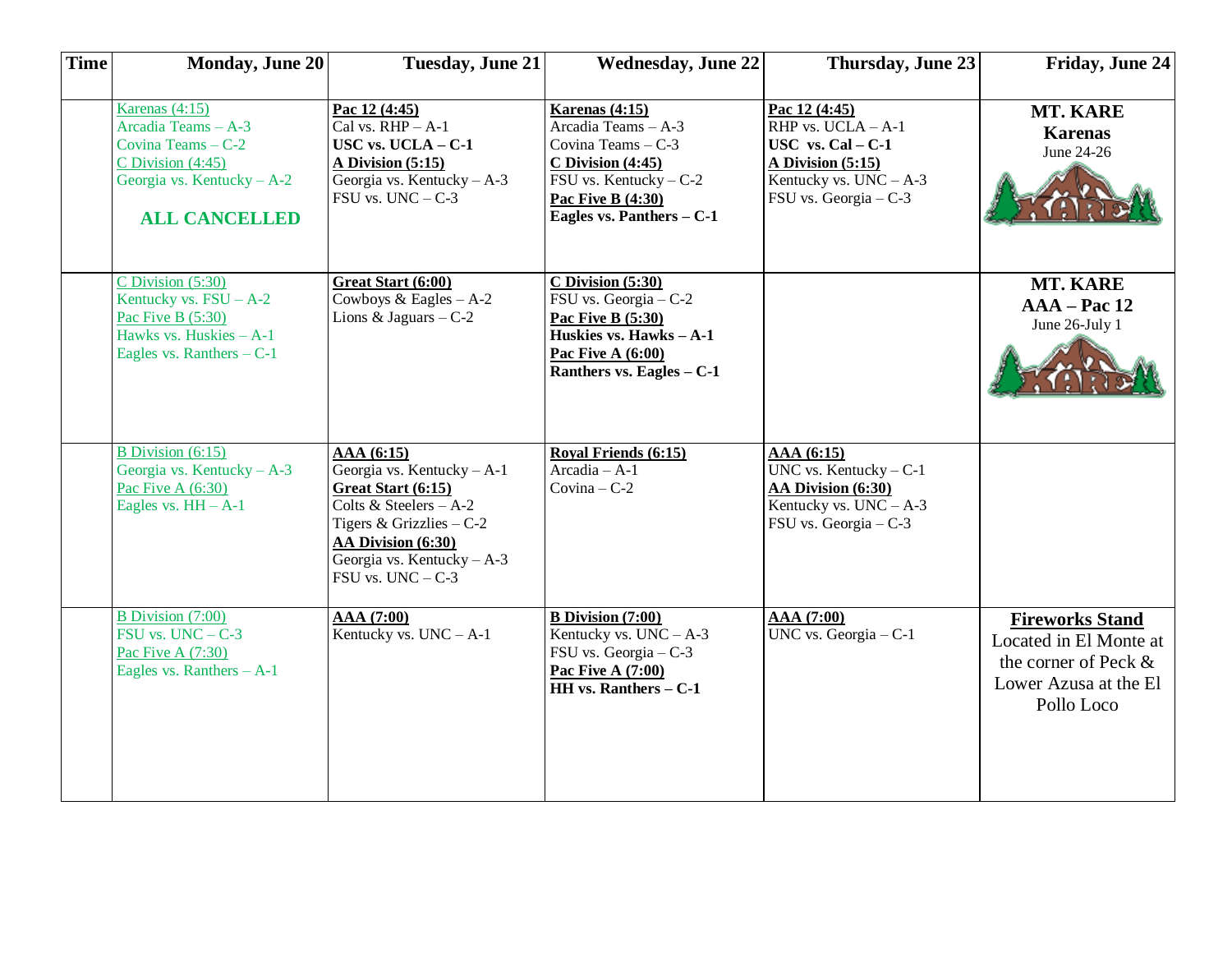| Time | Monday, June 20 | Tuesday, June 21 | Wednesday, June 22 | Thursday, June 23 | Friday, June 24 |
|---|---|---|---|---|---|
| | Karenas (4:15)<br>Arcadia Teams – A-3<br>Covina Teams – C-2<br>C Division (4:45)<br>Georgia vs. Kentucky – A-2<br>**ALL CANCELLED** | **Pac 12 (4:45)**<br>Cal vs. RHP – A-1<br>**USC vs. UCLA – C-1**<br>**A Division (5:15)**<br>Georgia vs. Kentucky – A-3<br>FSU vs. UNC – C-3 | **Karenas (4:15)**<br>Arcadia Teams – A-3<br>Covina Teams – C-3<br>**C Division (4:45)**<br>FSU vs. Kentucky – C-2<br>**Pac Five B (4:30)**<br>**Eagles vs. Panthers – C-1** | **Pac 12 (4:45)**<br>RHP vs. UCLA – A-1<br>**USC vs. Cal – C-1**<br>**A Division (5:15)**<br>Kentucky vs. UNC – A-3<br>FSU vs. Georgia – C-3 | **MT. KARE**<br>**Karenas**<br>June 24-26 |
| | C Division (5:30)<br>Kentucky vs. FSU – A-2<br>Pac Five B (5:30)<br>Hawks vs. Huskies – A-1<br>Eagles vs. Ranthers – C-1 | **Great Start (6:00)**<br>Cowboys & Eagles – A-2<br>Lions & Jaguars – C-2 | **C Division (5:30)**<br>FSU vs. Georgia – C-2<br>**Pac Five B (5:30)**<br>**Huskies vs. Hawks – A-1**<br>**Pac Five A (6:00)**<br>**Ranthers vs. Eagles – C-1** | | **MT. KARE**<br>**AAA – Pac 12**<br>June 26-July 1 |
| | B Division (6:15)<br>Georgia vs. Kentucky – A-3<br>Pac Five A (6:30)<br>Eagles vs. HH – A-1 | **AAA (6:15)**<br>Georgia vs. Kentucky – A-1<br>**Great Start (6:15)**<br>Colts & Steelers – A-2<br>Tigers & Grizzlies – C-2<br>**AA Division (6:30)**<br>Georgia vs. Kentucky – A-3<br>FSU vs. UNC – C-3 | **Royal Friends (6:15)**<br>Arcadia – A-1<br>Covina – C-2 | **AAA (6:15)**<br>UNC vs. Kentucky – C-1<br>**AA Division (6:30)**<br>Kentucky vs. UNC – A-3<br>FSU vs. Georgia – C-3 | |
| | B Division (7:00)<br>FSU vs. UNC – C-3<br>Pac Five A (7:30)<br>Eagles vs. Ranthers – A-1 | **AAA (7:00)**<br>Kentucky vs. UNC – A-1 | **B Division (7:00)**<br>Kentucky vs. UNC – A-3<br>FSU vs. Georgia – C-3<br>**Pac Five A (7:00)**<br>**HH vs. Ranthers – C-1** | **AAA (7:00)**<br>UNC vs. Georgia – C-1 | **Fireworks Stand**<br>Located in El Monte at the corner of Peck & Lower Azusa at the El Pollo Loco |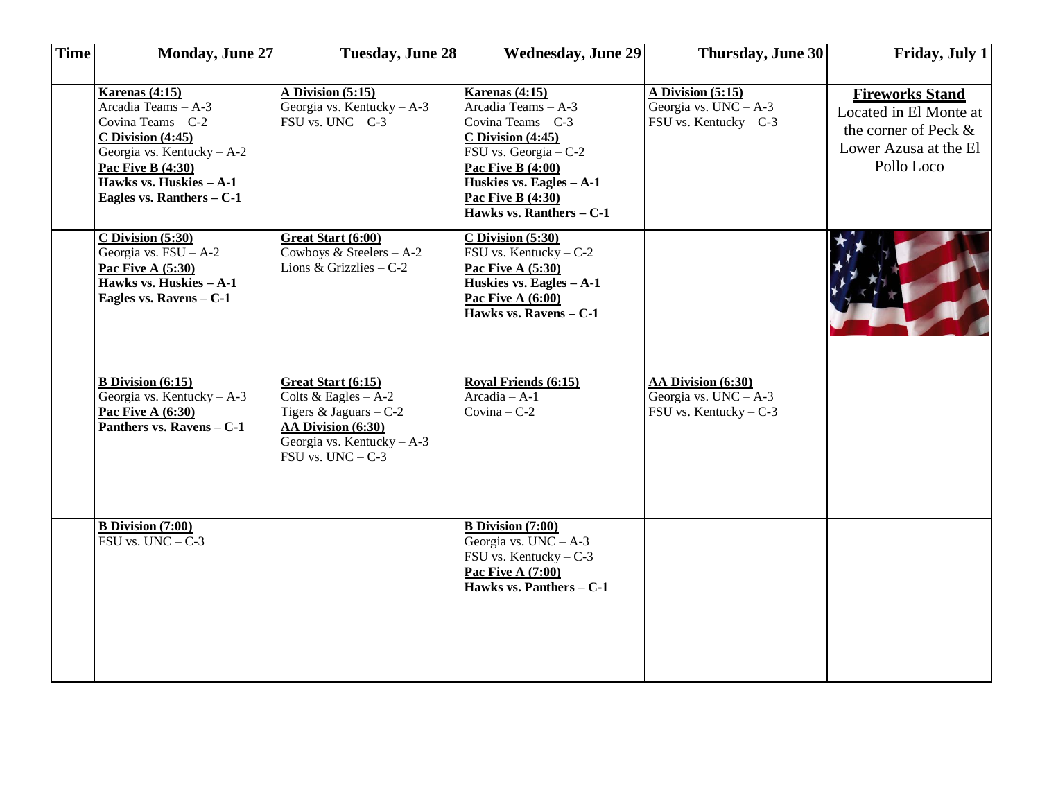| Time | Monday, June 27 | Tuesday, June 28 | Wednesday, June 29 | Thursday, June 30 | Friday, July 1 |
|---|---|---|---|---|---|
| | **Karenas (4:15)**<br>Arcadia Teams – A-3<br>Covina Teams – C-2<br>**C Division (4:45)**<br>Georgia vs. Kentucky – A-2<br>**Pac Five B (4:30)**<br>**Hawks vs. Huskies – A-1**<br>**Eagles vs. Ranthers – C-1** | **A Division (5:15)**<br>Georgia vs. Kentucky – A-3<br>FSU vs. UNC – C-3 | **Karenas (4:15)**<br>Arcadia Teams – A-3<br>Covina Teams – C-3<br>**C Division (4:45)**<br>FSU vs. Georgia – C-2<br>**Pac Five B (4:00)**<br>**Huskies vs. Eagles – A-1**<br>**Pac Five B (4:30)**<br>**Hawks vs. Ranthers – C-1** | **A Division (5:15)**<br>Georgia vs. UNC – A-3<br>FSU vs. Kentucky – C-3 | **Fireworks Stand**<br>Located in El Monte at the corner of Peck & Lower Azusa at the El Pollo Loco |
| | **C Division (5:30)**<br>Georgia vs. FSU – A-2<br>**Pac Five A (5:30)**<br>**Hawks vs. Huskies – A-1**<br>**Eagles vs. Ravens – C-1** | **Great Start (6:00)**<br>Cowboys & Steelers – A-2<br>Lions & Grizzlies – C-2 | **C Division (5:30)**<br>FSU vs. Kentucky – C-2<br>**Pac Five A (5:30)**<br>**Huskies vs. Eagles – A-1**<br>**Pac Five A (6:00)**<br>**Hawks vs. Ravens – C-1** | | |
| | **B Division (6:15)**<br>Georgia vs. Kentucky – A-3<br>**Pac Five A (6:30)**<br>**Panthers vs. Ravens – C-1** | **Great Start (6:15)**<br>Colts & Eagles – A-2<br>Tigers & Jaguars – C-2<br>**AA Division (6:30)**<br>Georgia vs. Kentucky – A-3<br>FSU vs. UNC – C-3 | **Royal Friends (6:15)**<br>Arcadia – A-1<br>Covina – C-2 | **AA Division (6:30)**<br>Georgia vs. UNC – A-3<br>FSU vs. Kentucky – C-3 | |
| | **B Division (7:00)**<br>FSU vs. UNC – C-3 | | **B Division (7:00)**<br>Georgia vs. UNC – A-3<br>FSU vs. Kentucky – C-3<br>**Pac Five A (7:00)**<br>**Hawks vs. Panthers – C-1** | | |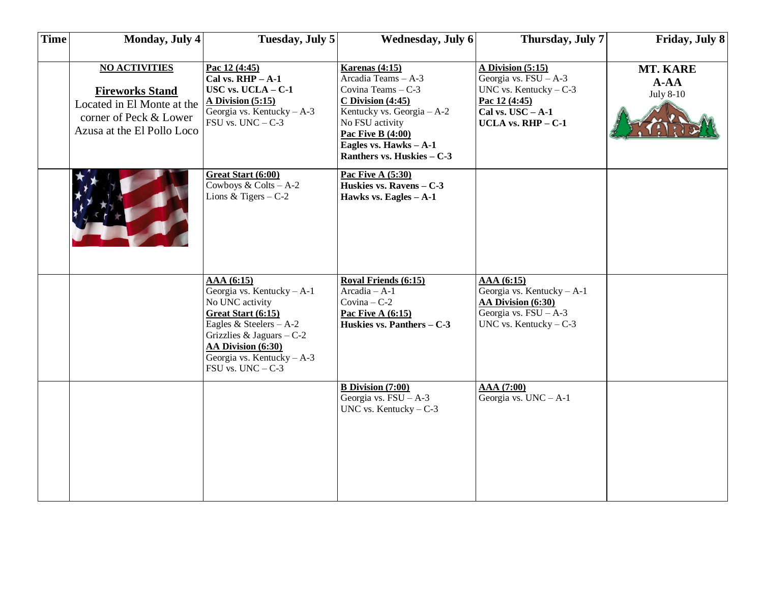| Time | Monday, July 4 | Tuesday, July 5 | Wednesday, July 6 | Thursday, July 7 | Friday, July 8 |
|---|---|---|---|---|---|
| | **NO ACTIVITIES**<br><br>**Fireworks Stand**<br>Located in El Monte at the corner of Peck & Lower Azusa at the El Pollo Loco | **Pac 12 (4:45)**<br>**Cal vs. RHP – A-1**<br>**USC vs. UCLA – C-1**<br>**A Division (5:15)**<br>Georgia vs. Kentucky – A-3<br>FSU vs. UNC – C-3 | **Karenas (4:15)**<br>Arcadia Teams – A-3<br>Covina Teams – C-3<br>**C Division (4:45)**<br>Kentucky vs. Georgia – A-2<br>No FSU activity<br>**Pac Five B (4:00)**<br>**Eagles vs. Hawks – A-1**<br>**Ranthers vs. Huskies – C-3** | **A Division (5:15)**<br>Georgia vs. FSU – A-3<br>UNC vs. Kentucky – C-3<br>**Pac 12 (4:45)**<br>**Cal vs. USC – A-1**<br>**UCLA vs. RHP – C-1** | **MT. KARE**<br>**A-AA**<br>July 8-10 |
| | | **Great Start (6:00)**<br>Cowboys & Colts – A-2<br>Lions & Tigers – C-2 | **Pac Five A (5:30)**<br>**Huskies vs. Ravens – C-3**<br>**Hawks vs. Eagles – A-1** | | |
| | | **AAA (6:15)**<br>Georgia vs. Kentucky – A-1<br>No UNC activity<br>**Great Start (6:15)**<br>Eagles & Steelers – A-2<br>Grizzlies & Jaguars – C-2<br>**AA Division (6:30)**<br>Georgia vs. Kentucky – A-3<br>FSU vs. UNC – C-3 | **Royal Friends (6:15)**<br>Arcadia – A-1<br>Covina – C-2<br>**Pac Five A (6:15)**<br>**Huskies vs. Panthers – C-3** | **AAA (6:15)**<br>Georgia vs. Kentucky – A-1<br>**AA Division (6:30)**<br>Georgia vs. FSU – A-3<br>UNC vs. Kentucky – C-3 | |
| | | | **B Division (7:00)**<br>Georgia vs. FSU – A-3<br>UNC vs. Kentucky – C-3 | **AAA (7:00)**<br>Georgia vs. UNC – A-1 | |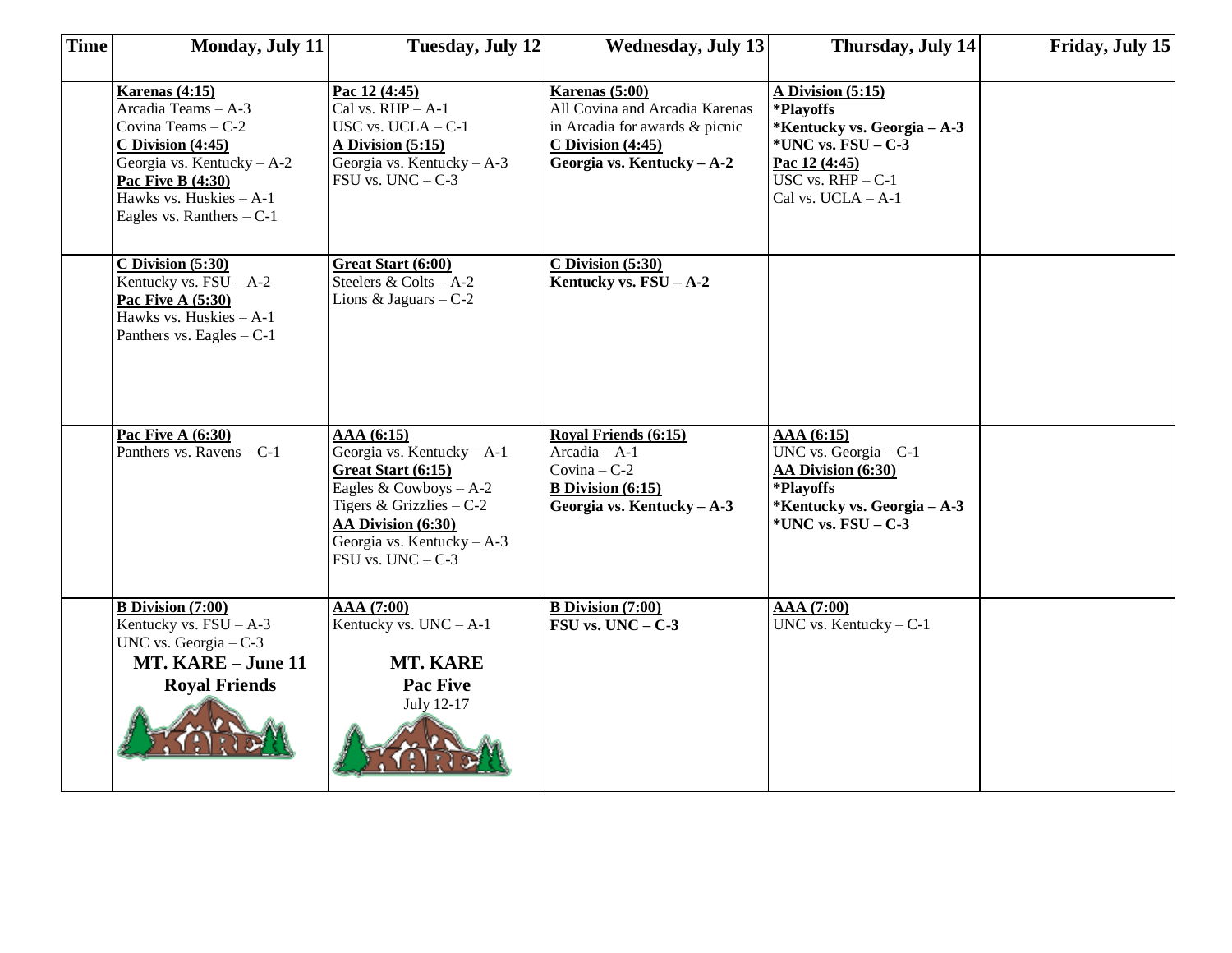| Time | Monday, July 11 | Tuesday, July 12 | Wednesday, July 13 | Thursday, July 14 | Friday, July 15 |
|---|---|---|---|---|---|
| | **Karenas (4:15)**<br>Arcadia Teams – A-3<br>Covina Teams – C-2<br>**C Division (4:45)**<br>Georgia vs. Kentucky – A-2<br>**Pac Five B (4:30)**<br>Hawks vs. Huskies – A-1<br>Eagles vs. Ranthers – C-1 | **Pac 12 (4:45)**<br>Cal vs. RHP – A-1<br>USC vs. UCLA – C-1<br>**A Division (5:15)**<br>Georgia vs. Kentucky – A-3<br>FSU vs. UNC – C-3 | **Karenas (5:00)**<br>All Covina and Arcadia Karenas in Arcadia for awards & picnic<br>**C Division (4:45)**<br>**Georgia vs. Kentucky – A-2** | **A Division (5:15)**<br>***Playoffs**<br>***Kentucky vs. Georgia – A-3**<br>***UNC vs. FSU – C-3**<br>**Pac 12 (4:45)**<br>USC vs. RHP – C-1<br>Cal vs. UCLA – A-1 | |
| | **C Division (5:30)**<br>Kentucky vs. FSU – A-2<br>**Pac Five A (5:30)**<br>Hawks vs. Huskies – A-1<br>Panthers vs. Eagles – C-1 | **Great Start (6:00)**<br>Steelers & Colts – A-2<br>Lions & Jaguars – C-2 | **C Division (5:30)**<br>**Kentucky vs. FSU – A-2** | | |
| | **Pac Five A (6:30)**<br>Panthers vs. Ravens – C-1 | **AAA (6:15)**<br>Georgia vs. Kentucky – A-1<br>**Great Start (6:15)**<br>Eagles & Cowboys – A-2<br>Tigers & Grizzlies – C-2<br>**AA Division (6:30)**<br>Georgia vs. Kentucky – A-3<br>FSU vs. UNC – C-3 | **Royal Friends (6:15)**<br>Arcadia – A-1<br>Covina – C-2<br>**B Division (6:15)**<br>**Georgia vs. Kentucky – A-3** | **AAA (6:15)**<br>UNC vs. Georgia – C-1<br>**AA Division (6:30)**<br>***Playoffs**<br>***Kentucky vs. Georgia – A-3**<br>***UNC vs. FSU – C-3** | |
| | **B Division (7:00)**<br>Kentucky vs. FSU – A-3<br>UNC vs. Georgia – C-3<br>**MT. KARE – June 11**<br>**Royal Friends** | **AAA (7:00)**<br>Kentucky vs. UNC – A-1<br>**MT. KARE**<br>**Pac Five**<br>July 12-17 | **B Division (7:00)**<br>**FSU vs. UNC – C-3** | **AAA (7:00)**<br>UNC vs. Kentucky – C-1 | |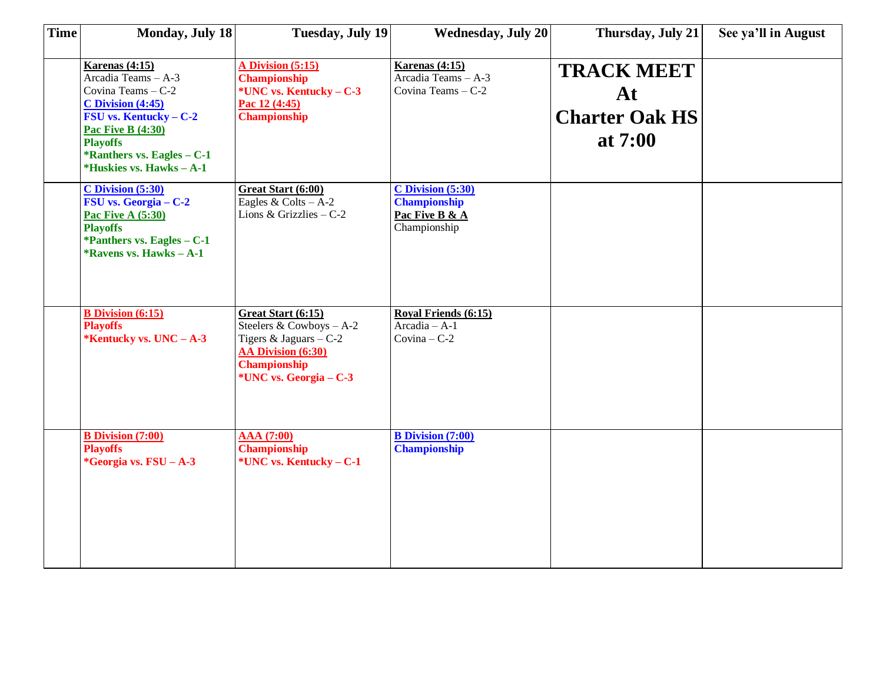| Time | Monday, July 18 | Tuesday, July 19 | Wednesday, July 20 | Thursday, July 21 | See ya'll in August |
|---|---|---|---|---|---|
| | **Karenas (4:15)**<br>Arcadia Teams – A-3<br>Covina Teams – C-2<br>**C Division (4:45)**<br>**FSU vs. Kentucky – C-2**<br>**Pac Five B (4:30)**<br>**Playoffs**<br>**\*Ranthers vs. Eagles – C-1**<br>**\*Huskies vs. Hawks – A-1** | **A Division (5:15)**<br>**Championship**<br>**\*UNC vs. Kentucky – C-3**<br>**Pac 12 (4:45)**<br>**Championship** | **Karenas (4:15)**<br>Arcadia Teams – A-3<br>Covina Teams – C-2 | **TRACK MEET At Charter Oak HS at 7:00** | |
| | **C Division (5:30)**<br>**FSU vs. Georgia – C-2**<br>**Pac Five A (5:30)**<br>**Playoffs**<br>**\*Panthers vs. Eagles – C-1**<br>**\*Ravens vs. Hawks – A-1** | **Great Start (6:00)**<br>Eagles & Colts – A-2<br>Lions & Grizzlies – C-2 | **C Division (5:30)**<br>**Championship**<br>**Pac Five B & A**<br>Championship | | |
| | **B Division (6:15)**<br>**Playoffs**<br>**\*Kentucky vs. UNC – A-3** | **Great Start (6:15)**<br>Steelers & Cowboys – A-2<br>Tigers & Jaguars – C-2<br>**AA Division (6:30)**<br>**Championship**<br>**\*UNC vs. Georgia – C-3** | **Royal Friends (6:15)**<br>Arcadia – A-1<br>Covina – C-2 | | |
| | **B Division (7:00)**<br>**Playoffs**<br>**\*Georgia vs. FSU – A-3** | **AAA (7:00)**<br>**Championship**<br>**\*UNC vs. Kentucky – C-1** | **B Division (7:00)**<br>**Championship** | | |